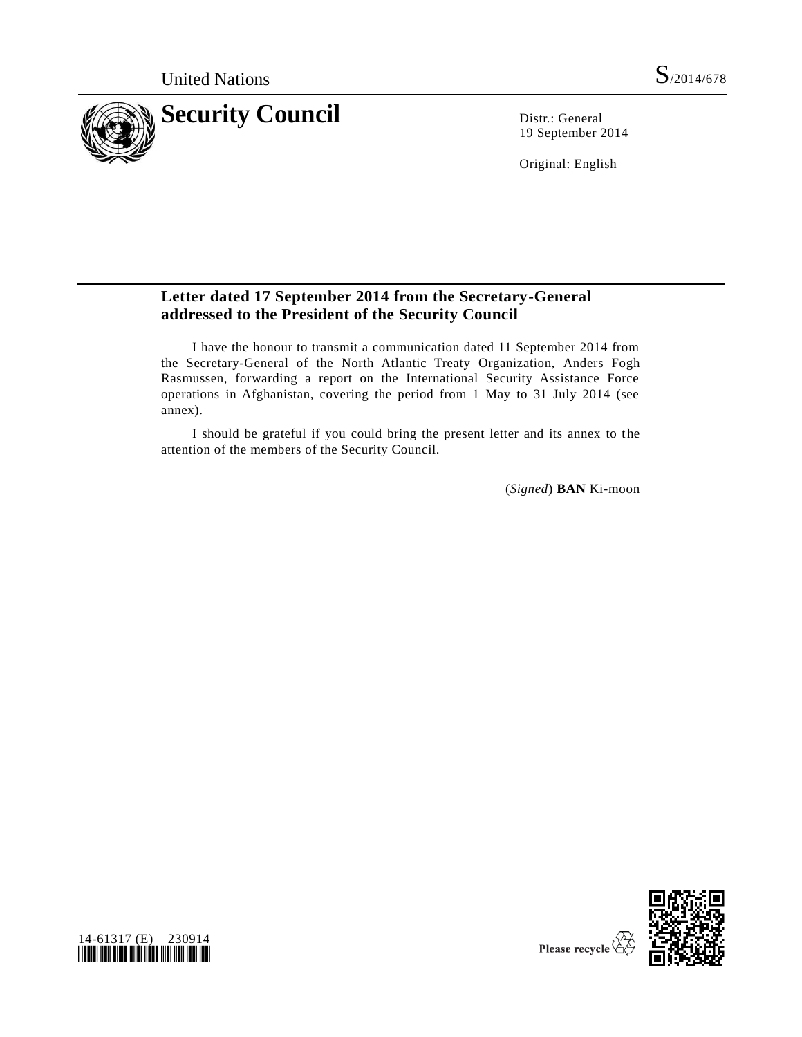United Nations S/2014/678

# Security Council

Distr.: General
19 September 2014

Original: English

## Letter dated 17 September 2014 from the Secretary-General addressed to the President of the Security Council

I have the honour to transmit a communication dated 11 September 2014 from the Secretary-General of the North Atlantic Treaty Organization, Anders Fogh Rasmussen, forwarding a report on the International Security Assistance Force operations in Afghanistan, covering the period from 1 May to 31 July 2014 (see annex).

I should be grateful if you could bring the present letter and its annex to the attention of the members of the Security Council.

(*Signed*) **BAN** Ki-moon

14-61317 (E) 230914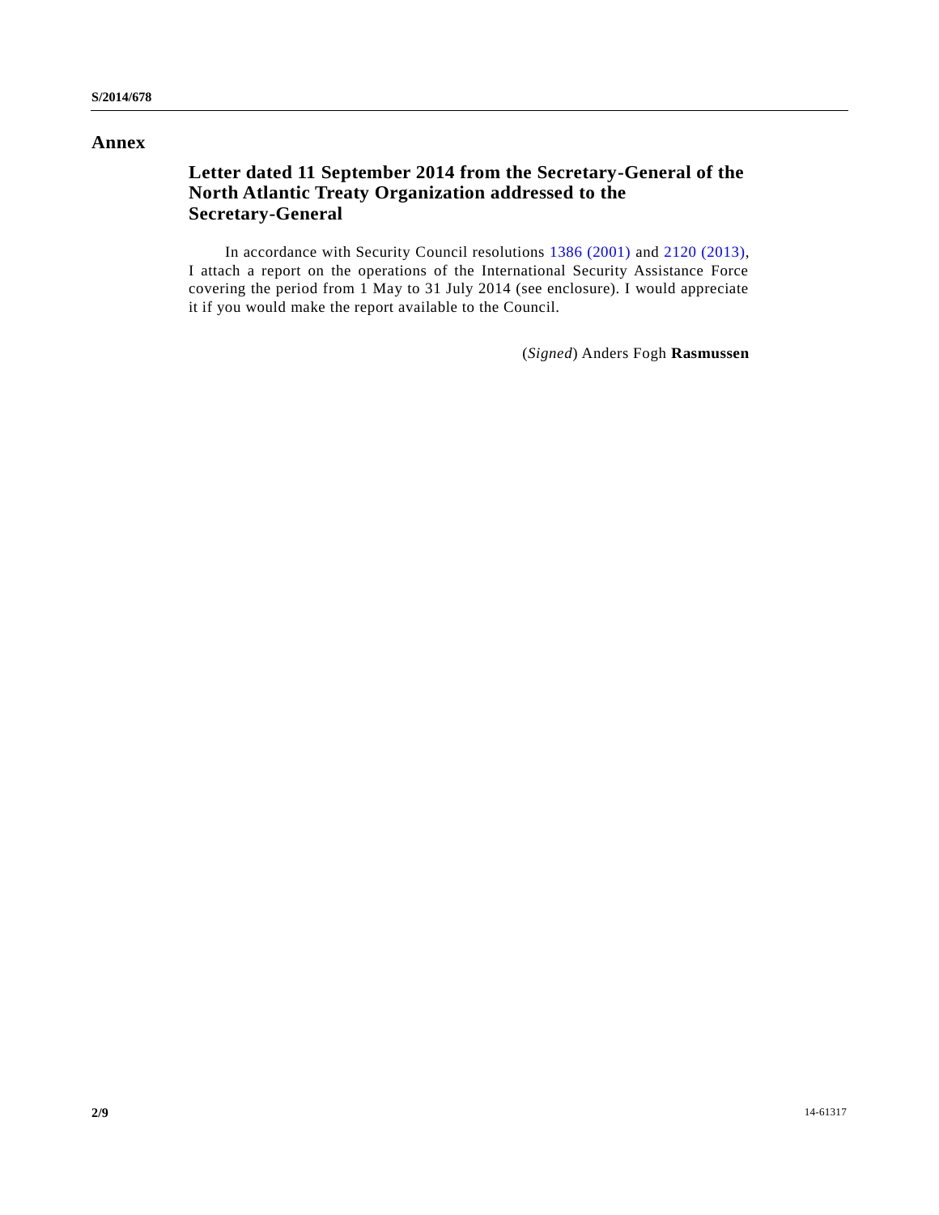# Annex

## Letter dated 11 September 2014 from the Secretary-General of the North Atlantic Treaty Organization addressed to the Secretary-General

In accordance with Security Council resolutions 1386 (2001) and 2120 (2013), I attach a report on the operations of the International Security Assistance Force covering the period from 1 May to 31 July 2014 (see enclosure). I would appreciate it if you would make the report available to the Council.

(*Signed*) Anders Fogh **Rasmussen**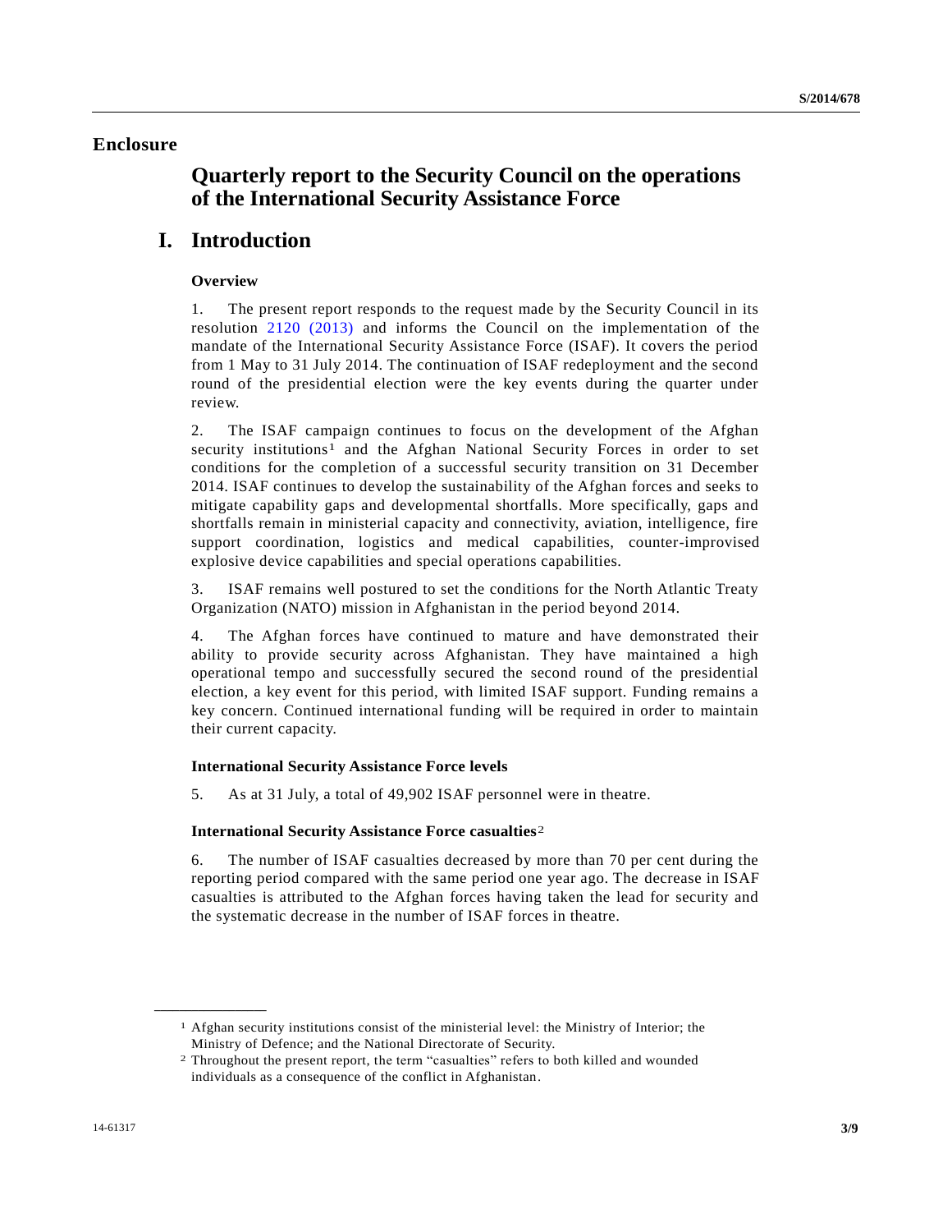# Enclosure

## Quarterly report to the Security Council on the operations of the International Security Assistance Force

## I. Introduction

### Overview

1. The present report responds to the request made by the Security Council in its resolution 2120 (2013) and informs the Council on the implementation of the mandate of the International Security Assistance Force (ISAF). It covers the period from 1 May to 31 July 2014. The continuation of ISAF redeployment and the second round of the presidential election were the key events during the quarter under review.

2. The ISAF campaign continues to focus on the development of the Afghan security institutions[1] and the Afghan National Security Forces in order to set conditions for the completion of a successful security transition on 31 December 2014. ISAF continues to develop the sustainability of the Afghan forces and seeks to mitigate capability gaps and developmental shortfalls. More specifically, gaps and shortfalls remain in ministerial capacity and connectivity, aviation, intelligence, fire support coordination, logistics and medical capabilities, counter-improvised explosive device capabilities and special operations capabilities.

3. ISAF remains well postured to set the conditions for the North Atlantic Treaty Organization (NATO) mission in Afghanistan in the period beyond 2014.

4. The Afghan forces have continued to mature and have demonstrated their ability to provide security across Afghanistan. They have maintained a high operational tempo and successfully secured the second round of the presidential election, a key event for this period, with limited ISAF support. Funding remains a key concern. Continued international funding will be required in order to maintain their current capacity.

### International Security Assistance Force levels

5. As at 31 July, a total of 49,902 ISAF personnel were in theatre.

### International Security Assistance Force casualties[2]

6. The number of ISAF casualties decreased by more than 70 per cent during the reporting period compared with the same period one year ago. The decrease in ISAF casualties is attributed to the Afghan forces having taken the lead for security and the systematic decrease in the number of ISAF forces in theatre.

---

[1] Afghan security institutions consist of the ministerial level: the Ministry of Interior; the Ministry of Defence; and the National Directorate of Security.

[2] Throughout the present report, the term "casualties" refers to both killed and wounded individuals as a consequence of the conflict in Afghanistan.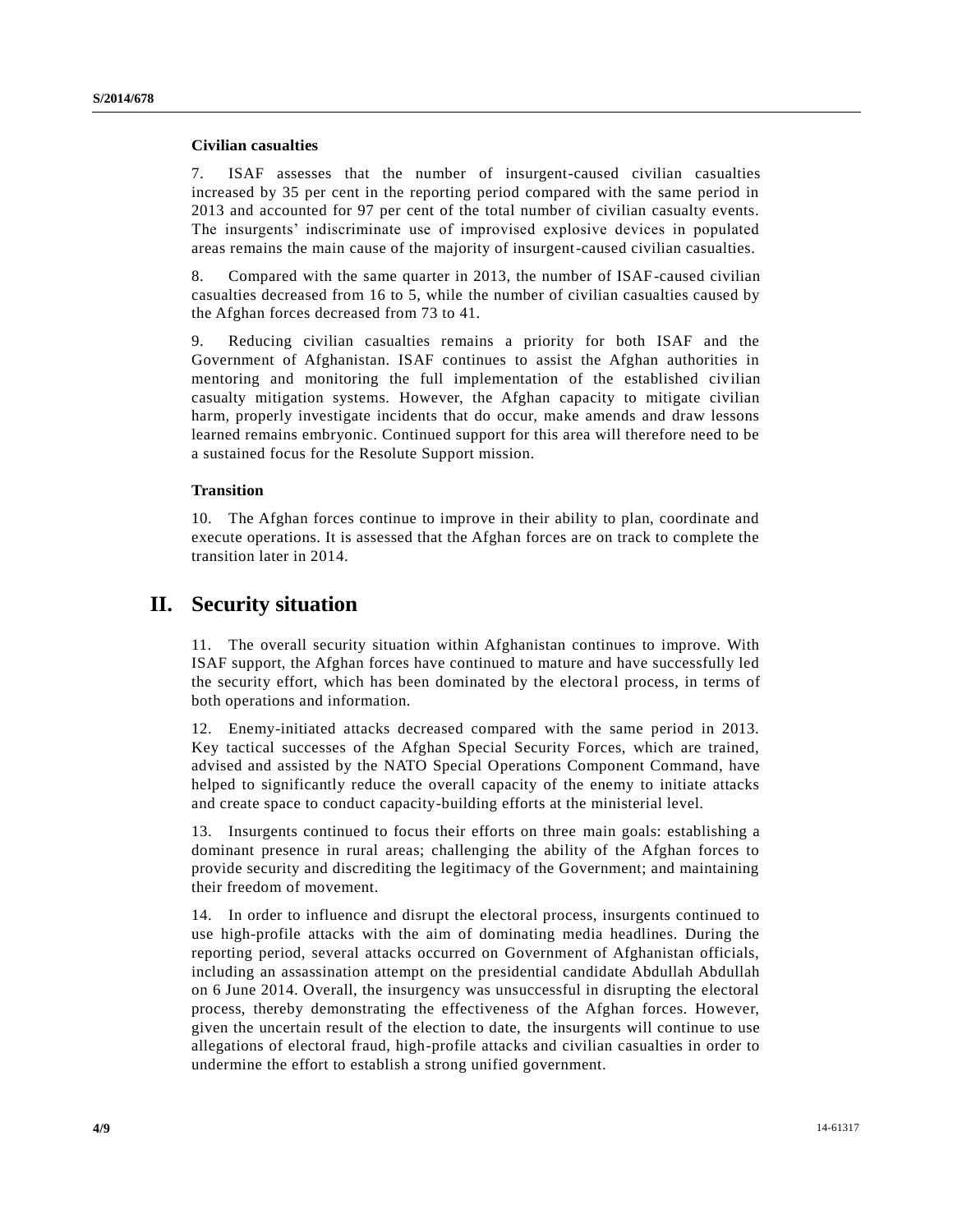### Civilian casualties

7. ISAF assesses that the number of insurgent-caused civilian casualties increased by 35 per cent in the reporting period compared with the same period in 2013 and accounted for 97 per cent of the total number of civilian casualty events. The insurgents' indiscriminate use of improvised explosive devices in populated areas remains the main cause of the majority of insurgent-caused civilian casualties.

8. Compared with the same quarter in 2013, the number of ISAF-caused civilian casualties decreased from 16 to 5, while the number of civilian casualties caused by the Afghan forces decreased from 73 to 41.

9. Reducing civilian casualties remains a priority for both ISAF and the Government of Afghanistan. ISAF continues to assist the Afghan authorities in mentoring and monitoring the full implementation of the established civilian casualty mitigation systems. However, the Afghan capacity to mitigate civilian harm, properly investigate incidents that do occur, make amends and draw lessons learned remains embryonic. Continued support for this area will therefore need to be a sustained focus for the Resolute Support mission.

### Transition

10. The Afghan forces continue to improve in their ability to plan, coordinate and execute operations. It is assessed that the Afghan forces are on track to complete the transition later in 2014.

## II. Security situation

11. The overall security situation within Afghanistan continues to improve. With ISAF support, the Afghan forces have continued to mature and have successfully led the security effort, which has been dominated by the electoral process, in terms of both operations and information.

12. Enemy-initiated attacks decreased compared with the same period in 2013. Key tactical successes of the Afghan Special Security Forces, which are trained, advised and assisted by the NATO Special Operations Component Command, have helped to significantly reduce the overall capacity of the enemy to initiate attacks and create space to conduct capacity-building efforts at the ministerial level.

13. Insurgents continued to focus their efforts on three main goals: establishing a dominant presence in rural areas; challenging the ability of the Afghan forces to provide security and discrediting the legitimacy of the Government; and maintaining their freedom of movement.

14. In order to influence and disrupt the electoral process, insurgents continued to use high-profile attacks with the aim of dominating media headlines. During the reporting period, several attacks occurred on Government of Afghanistan officials, including an assassination attempt on the presidential candidate Abdullah Abdullah on 6 June 2014. Overall, the insurgency was unsuccessful in disrupting the electoral process, thereby demonstrating the effectiveness of the Afghan forces. However, given the uncertain result of the election to date, the insurgents will continue to use allegations of electoral fraud, high-profile attacks and civilian casualties in order to undermine the effort to establish a strong unified government.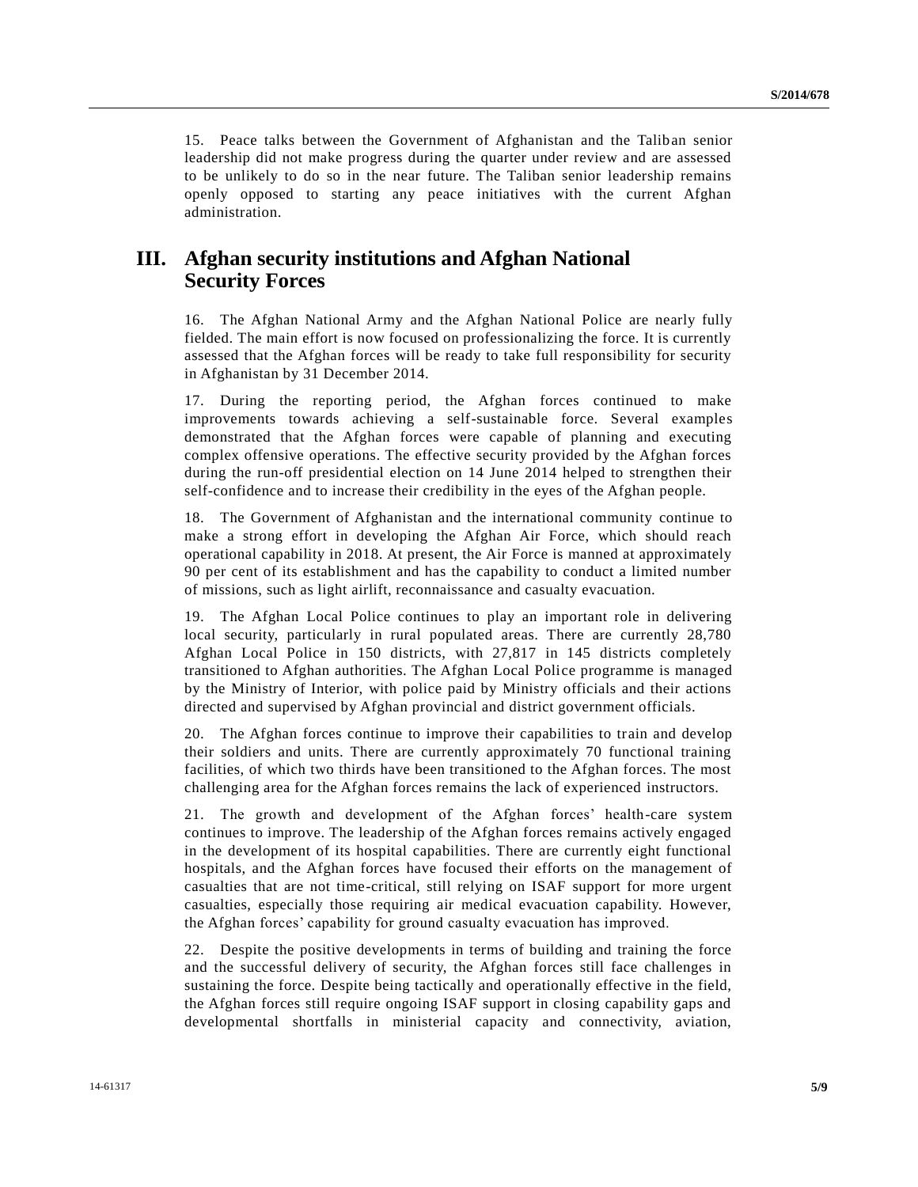15. Peace talks between the Government of Afghanistan and the Taliban senior leadership did not make progress during the quarter under review and are assessed to be unlikely to do so in the near future. The Taliban senior leadership remains openly opposed to starting any peace initiatives with the current Afghan administration.

## III. Afghan security institutions and Afghan National Security Forces

16. The Afghan National Army and the Afghan National Police are nearly fully fielded. The main effort is now focused on professionalizing the force. It is currently assessed that the Afghan forces will be ready to take full responsibility for security in Afghanistan by 31 December 2014.

17. During the reporting period, the Afghan forces continued to make improvements towards achieving a self-sustainable force. Several examples demonstrated that the Afghan forces were capable of planning and executing complex offensive operations. The effective security provided by the Afghan forces during the run-off presidential election on 14 June 2014 helped to strengthen their self-confidence and to increase their credibility in the eyes of the Afghan people.

18. The Government of Afghanistan and the international community continue to make a strong effort in developing the Afghan Air Force, which should reach operational capability in 2018. At present, the Air Force is manned at approximately 90 per cent of its establishment and has the capability to conduct a limited number of missions, such as light airlift, reconnaissance and casualty evacuation.

19. The Afghan Local Police continues to play an important role in delivering local security, particularly in rural populated areas. There are currently 28,780 Afghan Local Police in 150 districts, with 27,817 in 145 districts completely transitioned to Afghan authorities. The Afghan Local Police programme is managed by the Ministry of Interior, with police paid by Ministry officials and their actions directed and supervised by Afghan provincial and district government officials.

20. The Afghan forces continue to improve their capabilities to train and develop their soldiers and units. There are currently approximately 70 functional training facilities, of which two thirds have been transitioned to the Afghan forces. The most challenging area for the Afghan forces remains the lack of experienced instructors.

21. The growth and development of the Afghan forces' health-care system continues to improve. The leadership of the Afghan forces remains actively engaged in the development of its hospital capabilities. There are currently eight functional hospitals, and the Afghan forces have focused their efforts on the management of casualties that are not time-critical, still relying on ISAF support for more urgent casualties, especially those requiring air medical evacuation capability. However, the Afghan forces' capability for ground casualty evacuation has improved.

22. Despite the positive developments in terms of building and training the force and the successful delivery of security, the Afghan forces still face challenges in sustaining the force. Despite being tactically and operationally effective in the field, the Afghan forces still require ongoing ISAF support in closing capability gaps and developmental shortfalls in ministerial capacity and connectivity, aviation,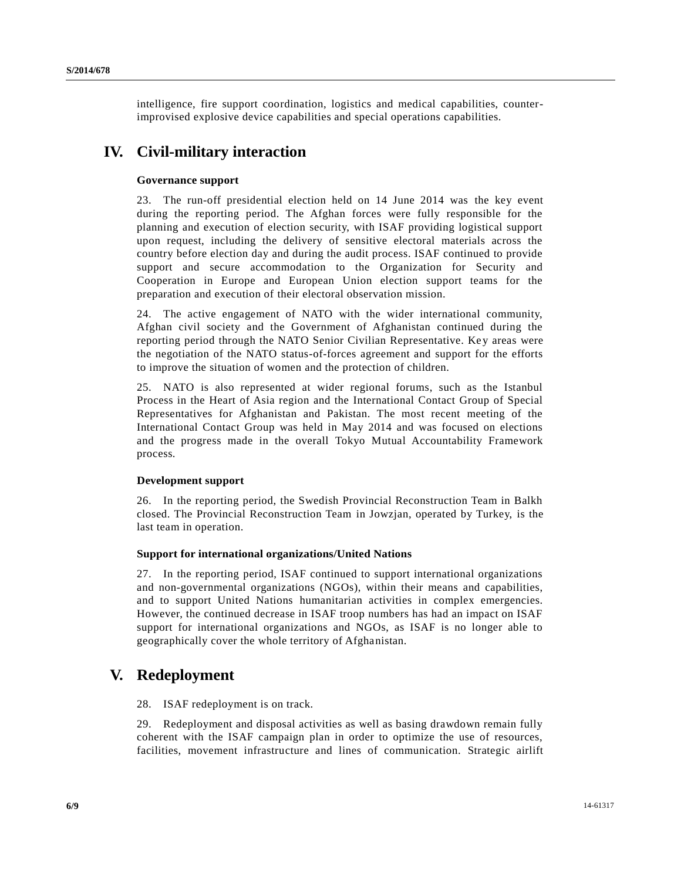intelligence, fire support coordination, logistics and medical capabilities, counter-improvised explosive device capabilities and special operations capabilities.

# IV. Civil-military interaction

### Governance support

23. The run-off presidential election held on 14 June 2014 was the key event during the reporting period. The Afghan forces were fully responsible for the planning and execution of election security, with ISAF providing logistical support upon request, including the delivery of sensitive electoral materials across the country before election day and during the audit process. ISAF continued to provide support and secure accommodation to the Organization for Security and Cooperation in Europe and European Union election support teams for the preparation and execution of their electoral observation mission.

24. The active engagement of NATO with the wider international community, Afghan civil society and the Government of Afghanistan continued during the reporting period through the NATO Senior Civilian Representative. Key areas were the negotiation of the NATO status-of-forces agreement and support for the efforts to improve the situation of women and the protection of children.

25. NATO is also represented at wider regional forums, such as the Istanbul Process in the Heart of Asia region and the International Contact Group of Special Representatives for Afghanistan and Pakistan. The most recent meeting of the International Contact Group was held in May 2014 and was focused on elections and the progress made in the overall Tokyo Mutual Accountability Framework process.

### Development support

26. In the reporting period, the Swedish Provincial Reconstruction Team in Balkh closed. The Provincial Reconstruction Team in Jowzjan, operated by Turkey, is the last team in operation.

### Support for international organizations/United Nations

27. In the reporting period, ISAF continued to support international organizations and non-governmental organizations (NGOs), within their means and capabilities, and to support United Nations humanitarian activities in complex emergencies. However, the continued decrease in ISAF troop numbers has had an impact on ISAF support for international organizations and NGOs, as ISAF is no longer able to geographically cover the whole territory of Afghanistan.

# V. Redeployment

28. ISAF redeployment is on track.

29. Redeployment and disposal activities as well as basing drawdown remain fully coherent with the ISAF campaign plan in order to optimize the use of resources, facilities, movement infrastructure and lines of communication. Strategic airlift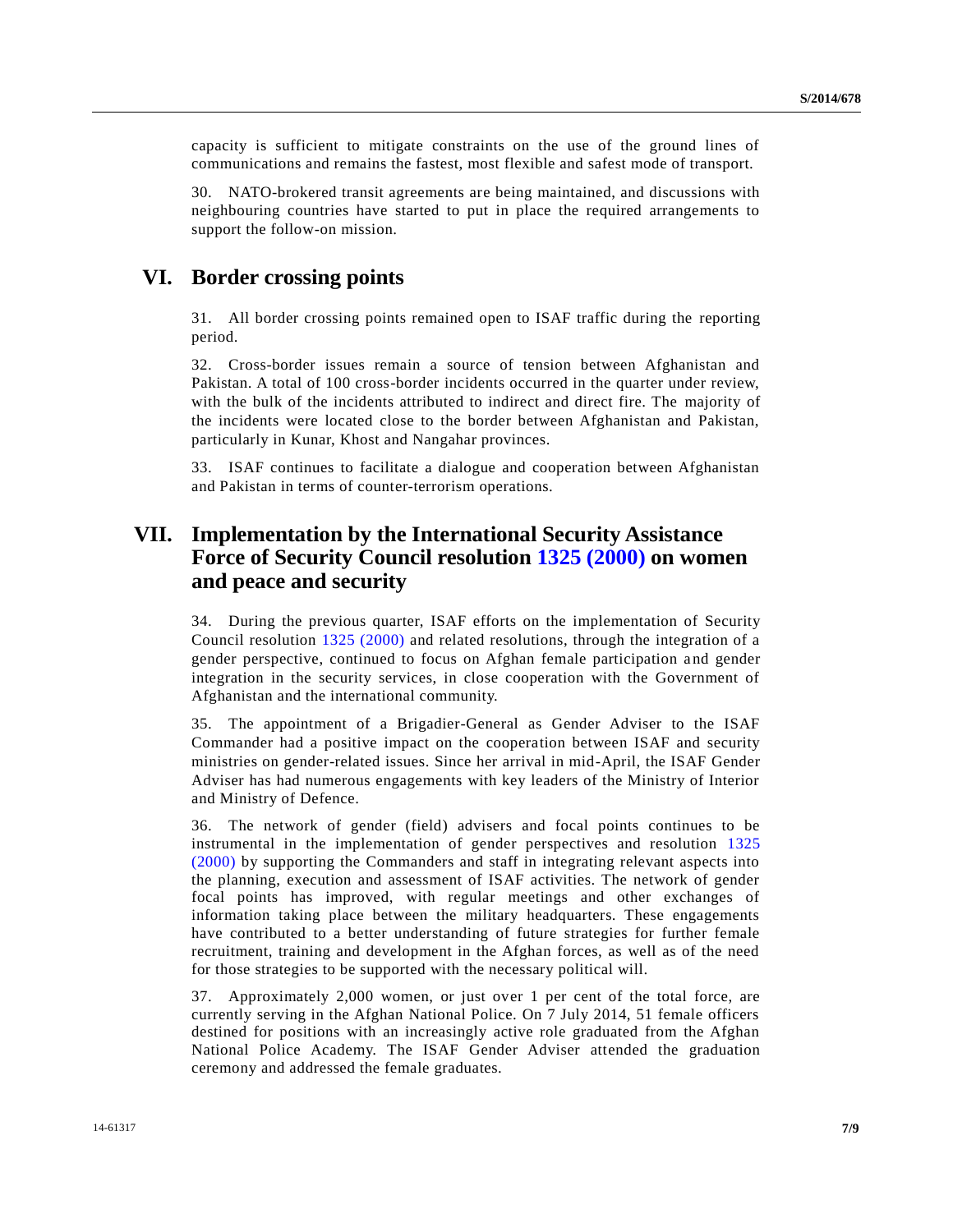capacity is sufficient to mitigate constraints on the use of the ground lines of communications and remains the fastest, most flexible and safest mode of transport.

30. NATO-brokered transit agreements are being maintained, and discussions with neighbouring countries have started to put in place the required arrangements to support the follow-on mission.

## VI. Border crossing points

31. All border crossing points remained open to ISAF traffic during the reporting period.

32. Cross-border issues remain a source of tension between Afghanistan and Pakistan. A total of 100 cross-border incidents occurred in the quarter under review, with the bulk of the incidents attributed to indirect and direct fire. The majority of the incidents were located close to the border between Afghanistan and Pakistan, particularly in Kunar, Khost and Nangahar provinces.

33. ISAF continues to facilitate a dialogue and cooperation between Afghanistan and Pakistan in terms of counter-terrorism operations.

## VII. Implementation by the International Security Assistance Force of Security Council resolution 1325 (2000) on women and peace and security

34. During the previous quarter, ISAF efforts on the implementation of Security Council resolution 1325 (2000) and related resolutions, through the integration of a gender perspective, continued to focus on Afghan female participation and gender integration in the security services, in close cooperation with the Government of Afghanistan and the international community.

35. The appointment of a Brigadier-General as Gender Adviser to the ISAF Commander had a positive impact on the cooperation between ISAF and security ministries on gender-related issues. Since her arrival in mid-April, the ISAF Gender Adviser has had numerous engagements with key leaders of the Ministry of Interior and Ministry of Defence.

36. The network of gender (field) advisers and focal points continues to be instrumental in the implementation of gender perspectives and resolution 1325 (2000) by supporting the Commanders and staff in integrating relevant aspects into the planning, execution and assessment of ISAF activities. The network of gender focal points has improved, with regular meetings and other exchanges of information taking place between the military headquarters. These engagements have contributed to a better understanding of future strategies for further female recruitment, training and development in the Afghan forces, as well as of the need for those strategies to be supported with the necessary political will.

37. Approximately 2,000 women, or just over 1 per cent of the total force, are currently serving in the Afghan National Police. On 7 July 2014, 51 female officers destined for positions with an increasingly active role graduated from the Afghan National Police Academy. The ISAF Gender Adviser attended the graduation ceremony and addressed the female graduates.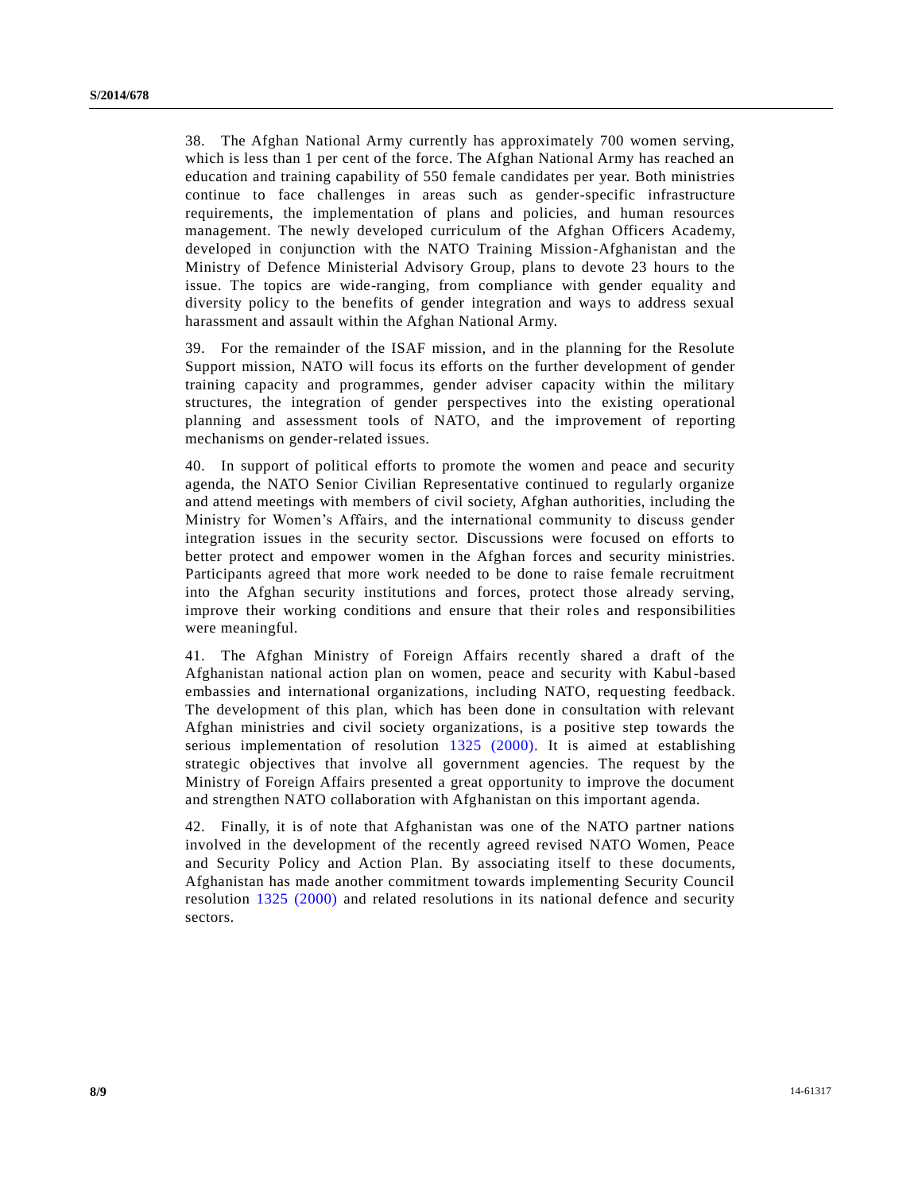38. The Afghan National Army currently has approximately 700 women serving, which is less than 1 per cent of the force. The Afghan National Army has reached an education and training capability of 550 female candidates per year. Both ministries continue to face challenges in areas such as gender-specific infrastructure requirements, the implementation of plans and policies, and human resources management. The newly developed curriculum of the Afghan Officers Academy, developed in conjunction with the NATO Training Mission-Afghanistan and the Ministry of Defence Ministerial Advisory Group, plans to devote 23 hours to the issue. The topics are wide-ranging, from compliance with gender equality and diversity policy to the benefits of gender integration and ways to address sexual harassment and assault within the Afghan National Army.

39. For the remainder of the ISAF mission, and in the planning for the Resolute Support mission, NATO will focus its efforts on the further development of gender training capacity and programmes, gender adviser capacity within the military structures, the integration of gender perspectives into the existing operational planning and assessment tools of NATO, and the improvement of reporting mechanisms on gender-related issues.

40. In support of political efforts to promote the women and peace and security agenda, the NATO Senior Civilian Representative continued to regularly organize and attend meetings with members of civil society, Afghan authorities, including the Ministry for Women's Affairs, and the international community to discuss gender integration issues in the security sector. Discussions were focused on efforts to better protect and empower women in the Afghan forces and security ministries. Participants agreed that more work needed to be done to raise female recruitment into the Afghan security institutions and forces, protect those already serving, improve their working conditions and ensure that their roles and responsibilities were meaningful.

41. The Afghan Ministry of Foreign Affairs recently shared a draft of the Afghanistan national action plan on women, peace and security with Kabul-based embassies and international organizations, including NATO, requesting feedback. The development of this plan, which has been done in consultation with relevant Afghan ministries and civil society organizations, is a positive step towards the serious implementation of resolution 1325 (2000). It is aimed at establishing strategic objectives that involve all government agencies. The request by the Ministry of Foreign Affairs presented a great opportunity to improve the document and strengthen NATO collaboration with Afghanistan on this important agenda.

42. Finally, it is of note that Afghanistan was one of the NATO partner nations involved in the development of the recently agreed revised NATO Women, Peace and Security Policy and Action Plan. By associating itself to these documents, Afghanistan has made another commitment towards implementing Security Council resolution 1325 (2000) and related resolutions in its national defence and security sectors.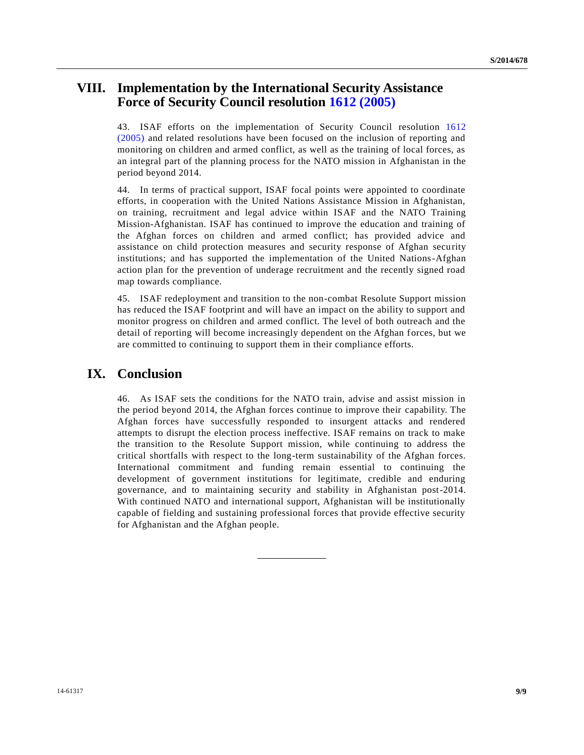## VIII. Implementation by the International Security Assistance Force of Security Council resolution 1612 (2005)

43. ISAF efforts on the implementation of Security Council resolution 1612 (2005) and related resolutions have been focused on the inclusion of reporting and monitoring on children and armed conflict, as well as the training of local forces, as an integral part of the planning process for the NATO mission in Afghanistan in the period beyond 2014.

44. In terms of practical support, ISAF focal points were appointed to coordinate efforts, in cooperation with the United Nations Assistance Mission in Afghanistan, on training, recruitment and legal advice within ISAF and the NATO Training Mission-Afghanistan. ISAF has continued to improve the education and training of the Afghan forces on children and armed conflict; has provided advice and assistance on child protection measures and security response of Afghan security institutions; and has supported the implementation of the United Nations-Afghan action plan for the prevention of underage recruitment and the recently signed road map towards compliance.

45. ISAF redeployment and transition to the non-combat Resolute Support mission has reduced the ISAF footprint and will have an impact on the ability to support and monitor progress on children and armed conflict. The level of both outreach and the detail of reporting will become increasingly dependent on the Afghan forces, but we are committed to continuing to support them in their compliance efforts.

## IX. Conclusion

46. As ISAF sets the conditions for the NATO train, advise and assist mission in the period beyond 2014, the Afghan forces continue to improve their capability. The Afghan forces have successfully responded to insurgent attacks and rendered attempts to disrupt the election process ineffective. ISAF remains on track to make the transition to the Resolute Support mission, while continuing to address the critical shortfalls with respect to the long-term sustainability of the Afghan forces. International commitment and funding remain essential to continuing the development of government institutions for legitimate, credible and enduring governance, and to maintaining security and stability in Afghanistan post-2014. With continued NATO and international support, Afghanistan will be institutionally capable of fielding and sustaining professional forces that provide effective security for Afghanistan and the Afghan people.